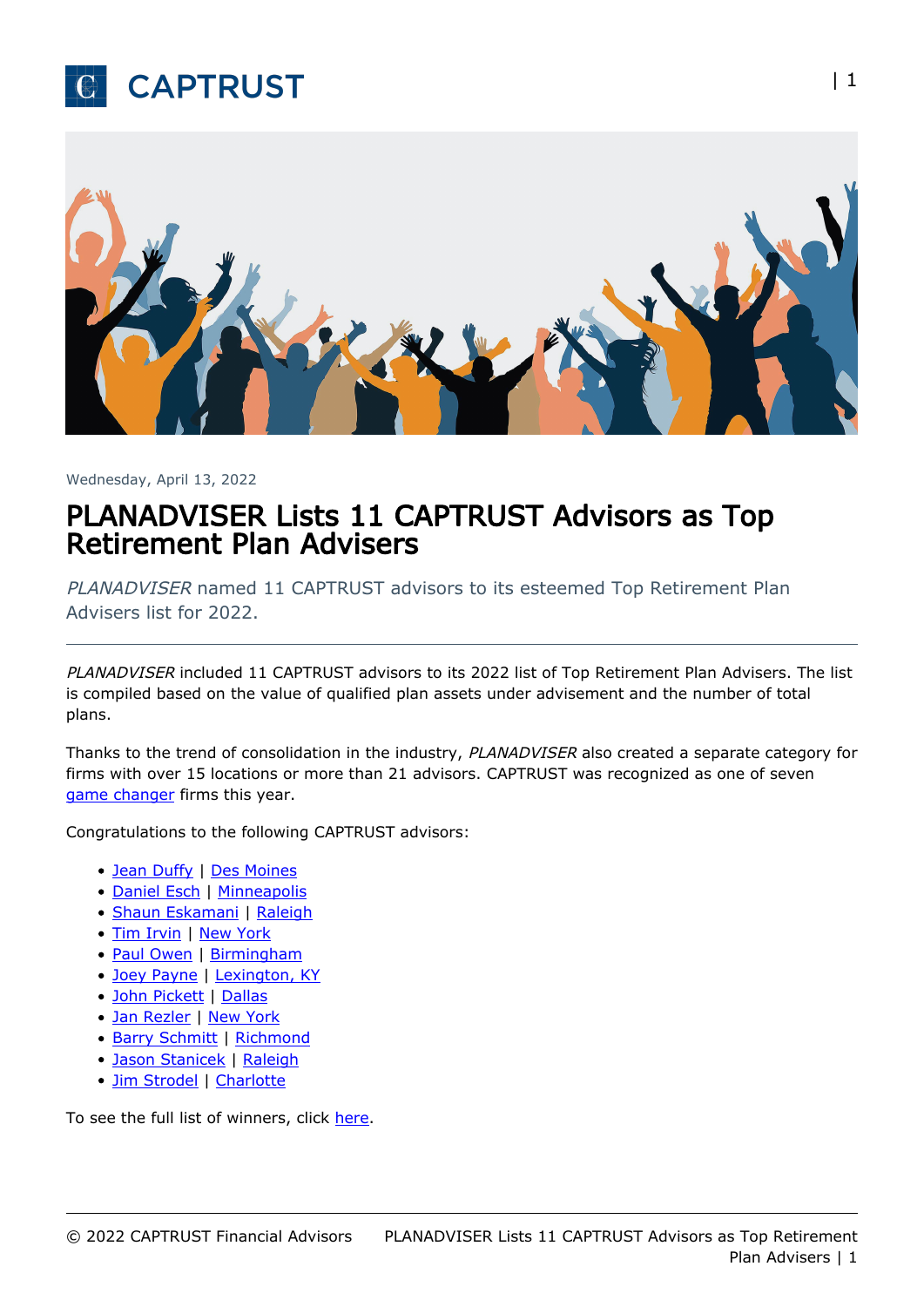Wednesday, April 13, 2022

# PLANADVISER Lists 11 CAPTRUST Advisors as Top Retirement Plan Advisers

*PLANADVISER* named 11 CAPTRUST advisors to its esteemed Top Retirement Plan Advisers list for 2022.

---

*PLANADVISER* included 11 CAPTRUST advisors to its 2022 list of Top Retirement Plan Advisers. The list is compiled based on the value of qualified plan assets under advisement and the number of total plans.

Thanks to the trend of consolidation in the industry, *PLANADVISER* also created a separate category for firms with over 15 locations or more than 21 advisors. CAPTRUST was recognized as one of seven game changer firms this year.

Congratulations to the following CAPTRUST advisors:

- Jean Duffy | Des Moines
- Daniel Esch | Minneapolis
- Shaun Eskamani | Raleigh
- Tim Irvin | New York
- Paul Owen | Birmingham
- Joey Payne | Lexington, KY
- John Pickett | Dallas
- Jan Rezler | New York
- Barry Schmitt | Richmond
- Jason Stanicek | Raleigh
- Jim Strodel | Charlotte

To see the full list of winners, click here.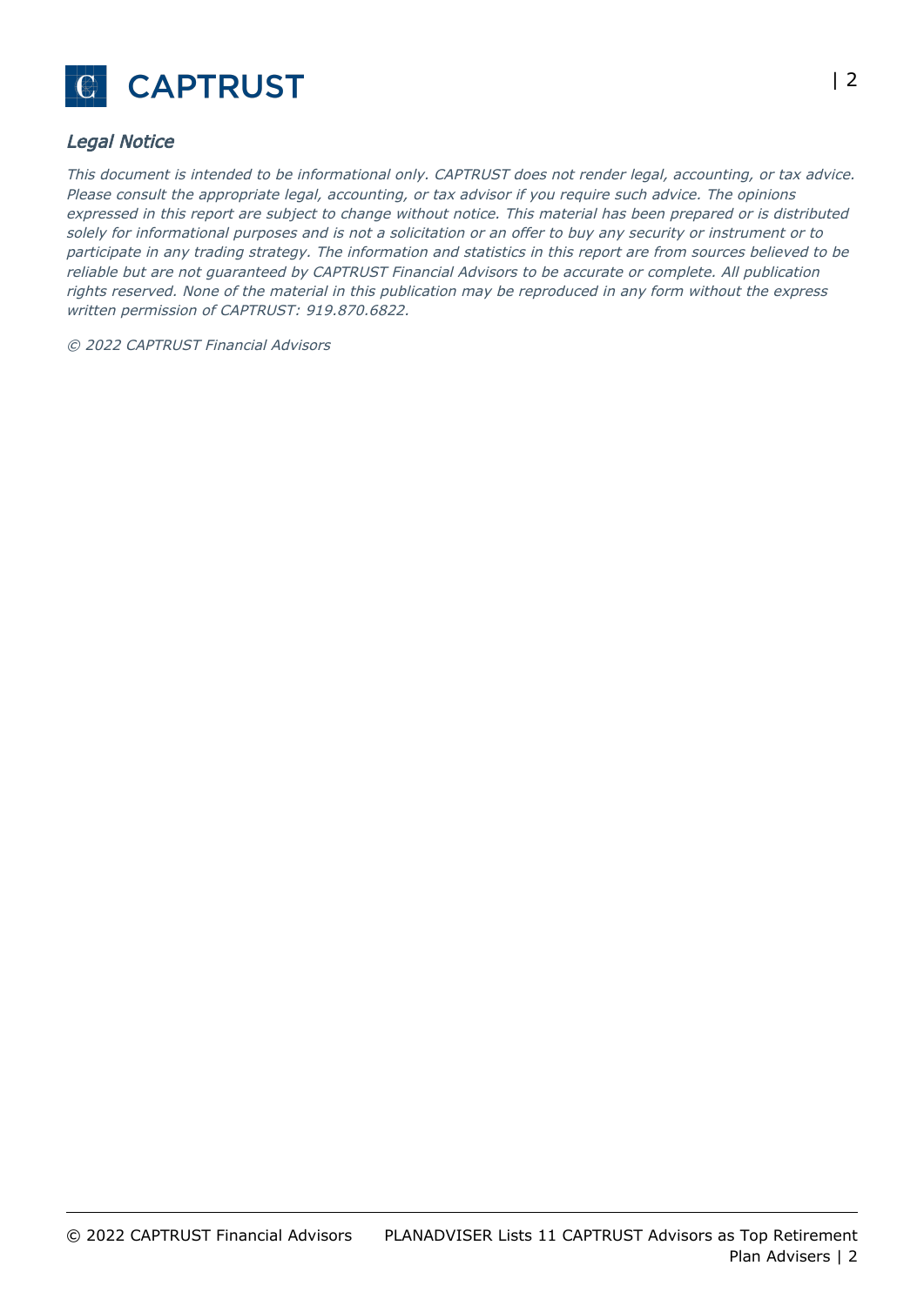## *Legal Notice*

*This document is intended to be informational only. CAPTRUST does not render legal, accounting, or tax advice. Please consult the appropriate legal, accounting, or tax advisor if you require such advice. The opinions expressed in this report are subject to change without notice. This material has been prepared or is distributed solely for informational purposes and is not a solicitation or an offer to buy any security or instrument or to participate in any trading strategy. The information and statistics in this report are from sources believed to be reliable but are not guaranteed by CAPTRUST Financial Advisors to be accurate or complete. All publication rights reserved. None of the material in this publication may be reproduced in any form without the express written permission of CAPTRUST: 919.870.6822.*

*© 2022 CAPTRUST Financial Advisors*